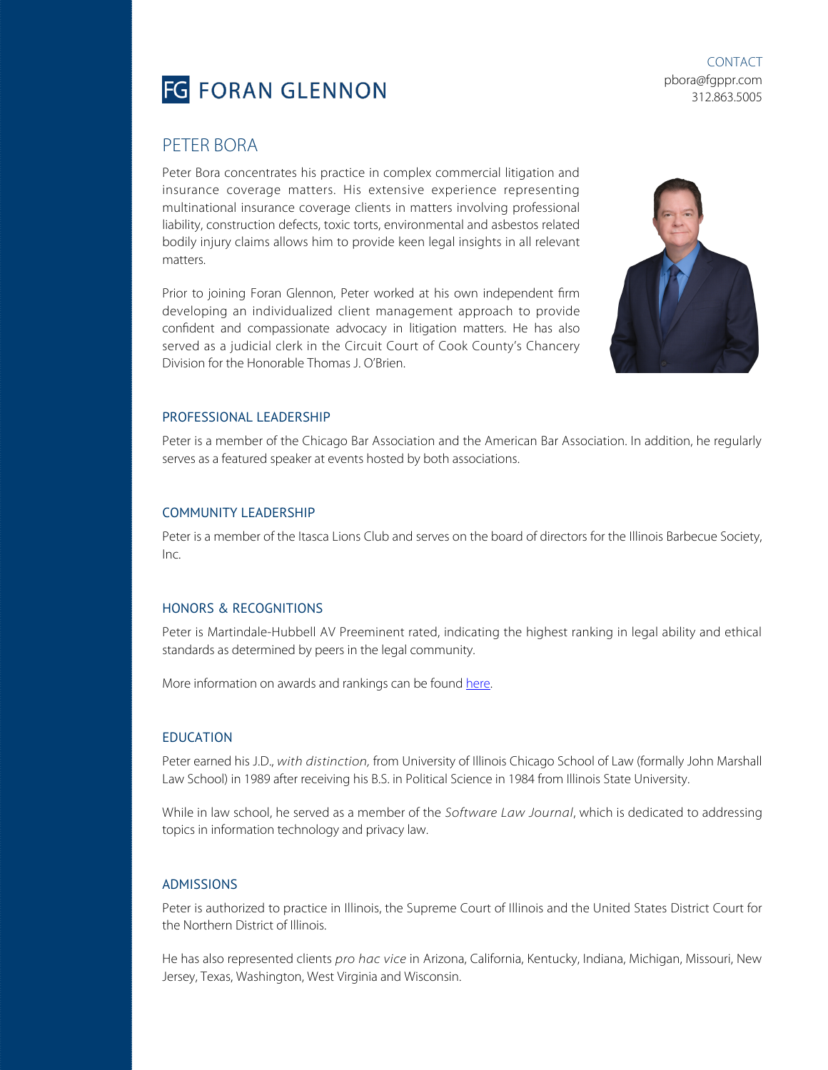# FG FORAN GLENNON

CONTACT
pbora@fgppr.com
312.863.5005

## PETER BORA

Peter Bora concentrates his practice in complex commercial litigation and insurance coverage matters. His extensive experience representing multinational insurance coverage clients in matters involving professional liability, construction defects, toxic torts, environmental and asbestos related bodily injury claims allows him to provide keen legal insights in all relevant matters.

Prior to joining Foran Glennon, Peter worked at his own independent firm developing an individualized client management approach to provide confident and compassionate advocacy in litigation matters. He has also served as a judicial clerk in the Circuit Court of Cook County's Chancery Division for the Honorable Thomas J. O'Brien.

### PROFESSIONAL LEADERSHIP

Peter is a member of the Chicago Bar Association and the American Bar Association. In addition, he regularly serves as a featured speaker at events hosted by both associations.

### COMMUNITY LEADERSHIP

Peter is a member of the Itasca Lions Club and serves on the board of directors for the Illinois Barbecue Society, Inc.

### HONORS & RECOGNITIONS

Peter is Martindale-Hubbell AV Preeminent rated, indicating the highest ranking in legal ability and ethical standards as determined by peers in the legal community.

More information on awards and rankings can be found here.

### EDUCATION

Peter earned his J.D., *with distinction,* from University of Illinois Chicago School of Law (formally John Marshall Law School) in 1989 after receiving his B.S. in Political Science in 1984 from Illinois State University.

While in law school, he served as a member of the *Software Law Journal*, which is dedicated to addressing topics in information technology and privacy law.

### ADMISSIONS

Peter is authorized to practice in Illinois, the Supreme Court of Illinois and the United States District Court for the Northern District of Illinois.

He has also represented clients *pro hac vice* in Arizona, California, Kentucky, Indiana, Michigan, Missouri, New Jersey, Texas, Washington, West Virginia and Wisconsin.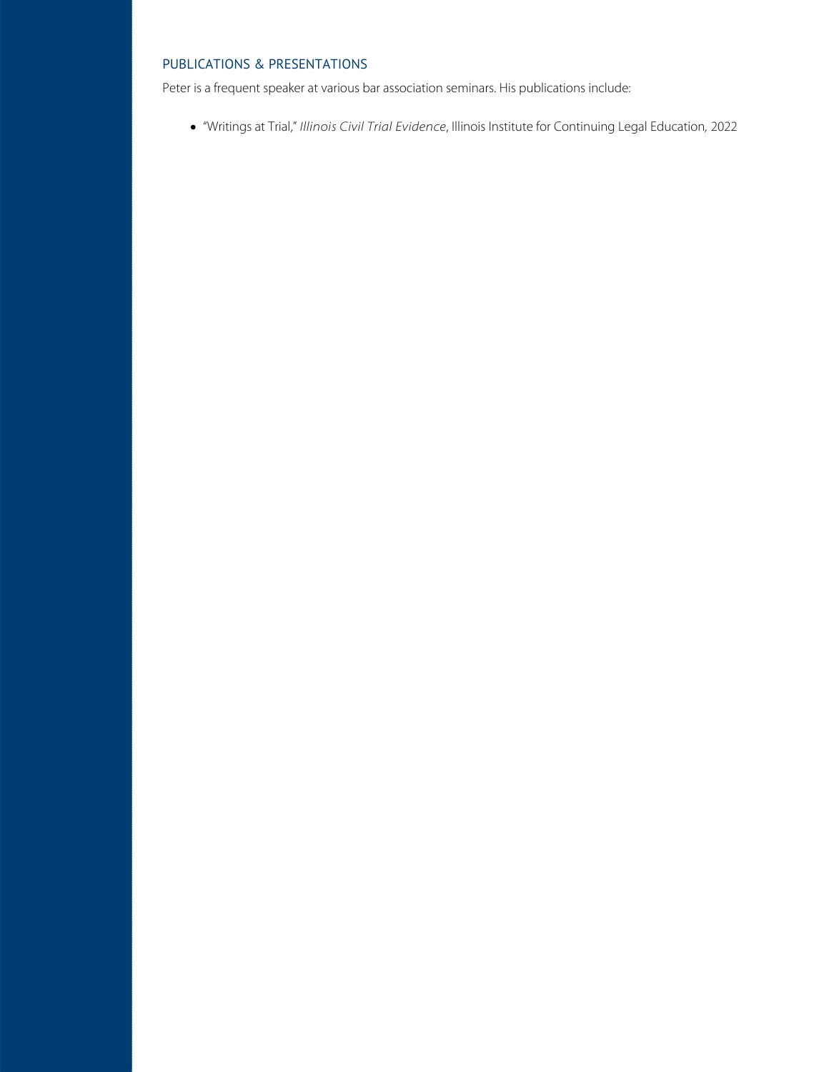## PUBLICATIONS & PRESENTATIONS

Peter is a frequent speaker at various bar association seminars. His publications include:

- "Writings at Trial," *Illinois Civil Trial Evidence*, Illinois Institute for Continuing Legal Education, 2022